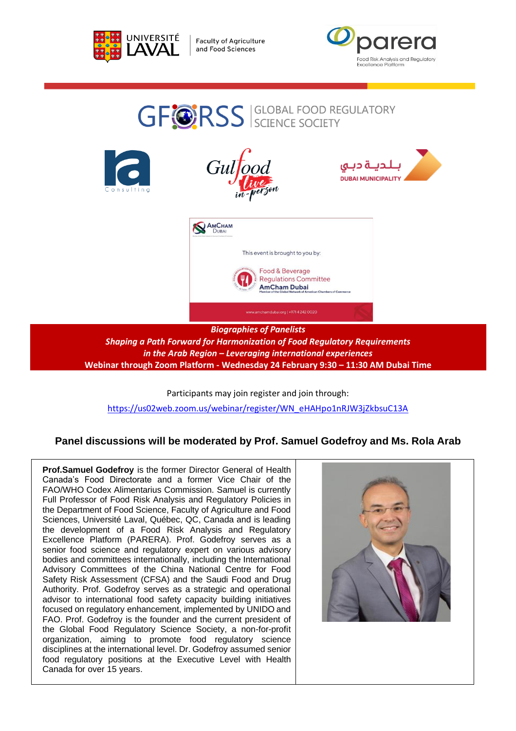UNIVERSITÉ LAVAL | Faculty of Agriculture and Food Sciences

parera — Food Risk Analysis and Regulatory Excellence Platform

GFoRSS | GLOBAL FOOD REGULATORY SCIENCE SOCIETY

ra Consulting

Gulfood live in-person

بلدية دبي DUBAI MUNICIPALITY

AmCham Dubai

This event is brought to you by:

Food & Beverage Regulations Committee AmCham Dubai

Member of the Global Network of American Chambers of Commerce

www.amchamdubai.org | +971 4 242 0020

***Biographies of Panelists***

***Shaping a Path Forward for Harmonization of Food Regulatory Requirements in the Arab Region – Leveraging international experiences***

**Webinar through Zoom Platform - Wednesday 24 February 9:30 – 11:30 AM Dubai Time**

Participants may join register and join through:

https://us02web.zoom.us/webinar/register/WN_eHAHpo1nRJW3jZkbsuC13A

## Panel discussions will be moderated by Prof. Samuel Godefroy and Ms. Rola Arab

**Prof.Samuel Godefroy** is the former Director General of Health Canada's Food Directorate and a former Vice Chair of the FAO/WHO Codex Alimentarius Commission. Samuel is currently Full Professor of Food Risk Analysis and Regulatory Policies in the Department of Food Science, Faculty of Agriculture and Food Sciences, Université Laval, Québec, QC, Canada and is leading the development of a Food Risk Analysis and Regulatory Excellence Platform (PARERA). Prof. Godefroy serves as a senior food science and regulatory expert on various advisory bodies and committees internationally, including the International Advisory Committees of the China National Centre for Food Safety Risk Assessment (CFSA) and the Saudi Food and Drug Authority. Prof. Godefroy serves as a strategic and operational advisor to international food safety capacity building initiatives focused on regulatory enhancement, implemented by UNIDO and FAO. Prof. Godefroy is the founder and the current president of the Global Food Regulatory Science Society, a non-for-profit organization, aiming to promote food regulatory science disciplines at the international level. Dr. Godefroy assumed senior food regulatory positions at the Executive Level with Health Canada for over 15 years.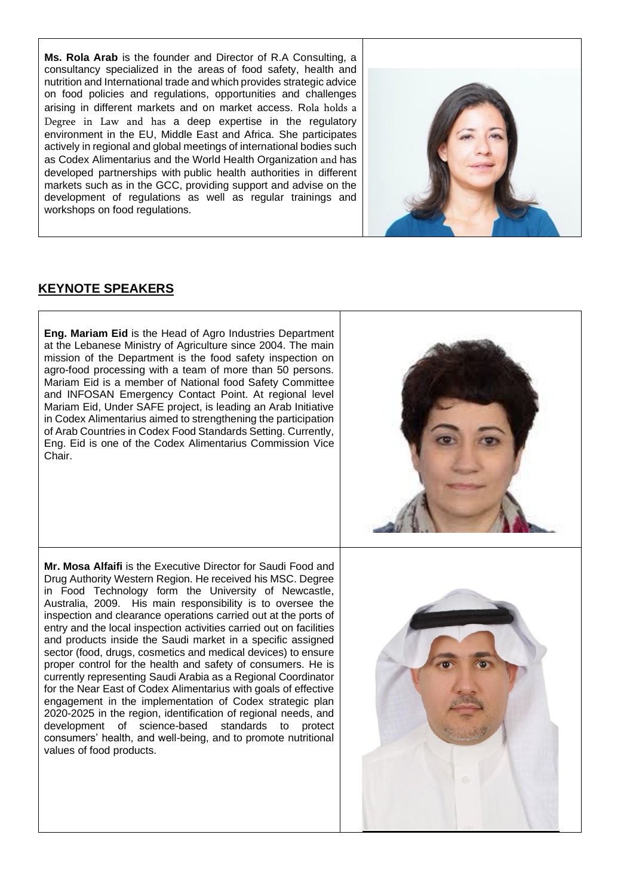**Ms. Rola Arab** is the founder and Director of R.A Consulting, a consultancy specialized in the areas of food safety, health and nutrition and International trade and which provides strategic advice on food policies and regulations, opportunities and challenges arising in different markets and on market access. Rola holds a Degree in Law and has a deep expertise in the regulatory environment in the EU, Middle East and Africa. She participates actively in regional and global meetings of international bodies such as Codex Alimentarius and the World Health Organization and has developed partnerships with public health authorities in different markets such as in the GCC, providing support and advise on the development of regulations as well as regular trainings and workshops on food regulations.

## KEYNOTE SPEAKERS

**Eng. Mariam Eid** is the Head of Agro Industries Department at the Lebanese Ministry of Agriculture since 2004. The main mission of the Department is the food safety inspection on agro-food processing with a team of more than 50 persons. Mariam Eid is a member of National food Safety Committee and INFOSAN Emergency Contact Point. At regional level Mariam Eid, Under SAFE project, is leading an Arab Initiative in Codex Alimentarius aimed to strengthening the participation of Arab Countries in Codex Food Standards Setting. Currently, Eng. Eid is one of the Codex Alimentarius Commission Vice Chair.

**Mr. Mosa Alfaifi** is the Executive Director for Saudi Food and Drug Authority Western Region. He received his MSC. Degree in Food Technology form the University of Newcastle, Australia, 2009. His main responsibility is to oversee the inspection and clearance operations carried out at the ports of entry and the local inspection activities carried out on facilities and products inside the Saudi market in a specific assigned sector (food, drugs, cosmetics and medical devices) to ensure proper control for the health and safety of consumers. He is currently representing Saudi Arabia as a Regional Coordinator for the Near East of Codex Alimentarius with goals of effective engagement in the implementation of Codex strategic plan 2020-2025 in the region, identification of regional needs, and development of science-based standards to protect consumers' health, and well-being, and to promote nutritional values of food products.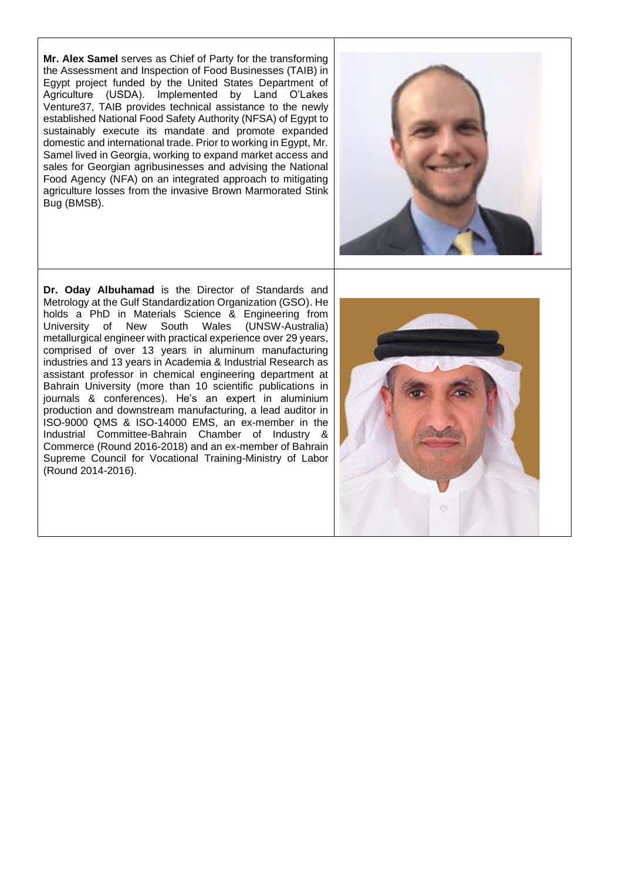**Mr. Alex Samel** serves as Chief of Party for the transforming the Assessment and Inspection of Food Businesses (TAIB) in Egypt project funded by the United States Department of Agriculture (USDA). Implemented by Land O'Lakes Venture37, TAIB provides technical assistance to the newly established National Food Safety Authority (NFSA) of Egypt to sustainably execute its mandate and promote expanded domestic and international trade. Prior to working in Egypt, Mr. Samel lived in Georgia, working to expand market access and sales for Georgian agribusinesses and advising the National Food Agency (NFA) on an integrated approach to mitigating agriculture losses from the invasive Brown Marmorated Stink Bug (BMSB).

**Dr. Oday Albuhamad** is the Director of Standards and Metrology at the Gulf Standardization Organization (GSO). He holds a PhD in Materials Science & Engineering from University of New South Wales (UNSW-Australia) metallurgical engineer with practical experience over 29 years, comprised of over 13 years in aluminum manufacturing industries and 13 years in Academia & Industrial Research as assistant professor in chemical engineering department at Bahrain University (more than 10 scientific publications in journals & conferences). He's an expert in aluminium production and downstream manufacturing, a lead auditor in ISO-9000 QMS & ISO-14000 EMS, an ex-member in the Industrial Committee-Bahrain Chamber of Industry & Commerce (Round 2016-2018) and an ex-member of Bahrain Supreme Council for Vocational Training-Ministry of Labor (Round 2014-2016).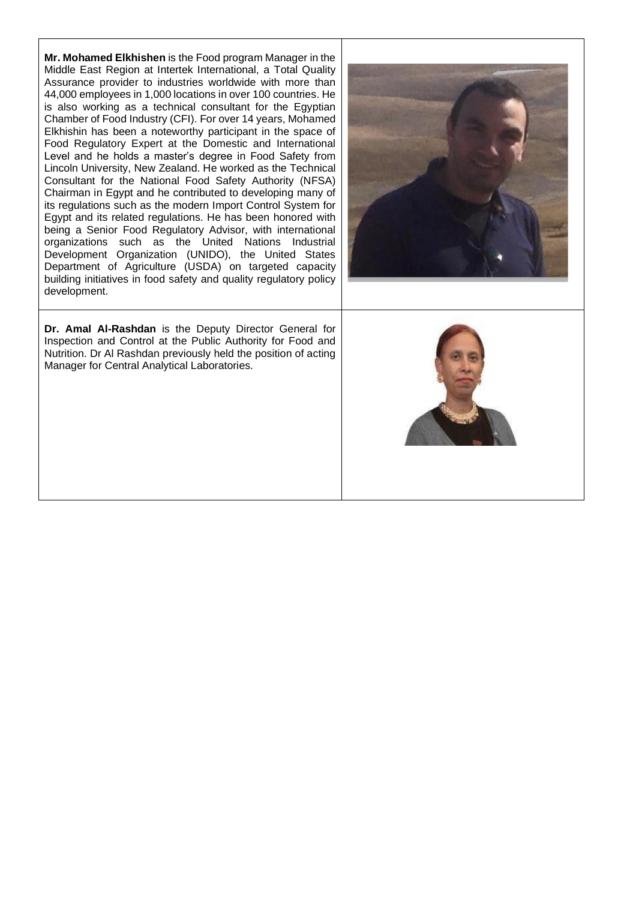**Mr. Mohamed Elkhishen** is the Food program Manager in the Middle East Region at Intertek International, a Total Quality Assurance provider to industries worldwide with more than 44,000 employees in 1,000 locations in over 100 countries. He is also working as a technical consultant for the Egyptian Chamber of Food Industry (CFI). For over 14 years, Mohamed Elkhishin has been a noteworthy participant in the space of Food Regulatory Expert at the Domestic and International Level and he holds a master's degree in Food Safety from Lincoln University, New Zealand. He worked as the Technical Consultant for the National Food Safety Authority (NFSA) Chairman in Egypt and he contributed to developing many of its regulations such as the modern Import Control System for Egypt and its related regulations. He has been honored with being a Senior Food Regulatory Advisor, with international organizations such as the United Nations Industrial Development Organization (UNIDO), the United States Department of Agriculture (USDA) on targeted capacity building initiatives in food safety and quality regulatory policy development.

**Dr. Amal Al-Rashdan** is the Deputy Director General for Inspection and Control at the Public Authority for Food and Nutrition. Dr Al Rashdan previously held the position of acting Manager for Central Analytical Laboratories.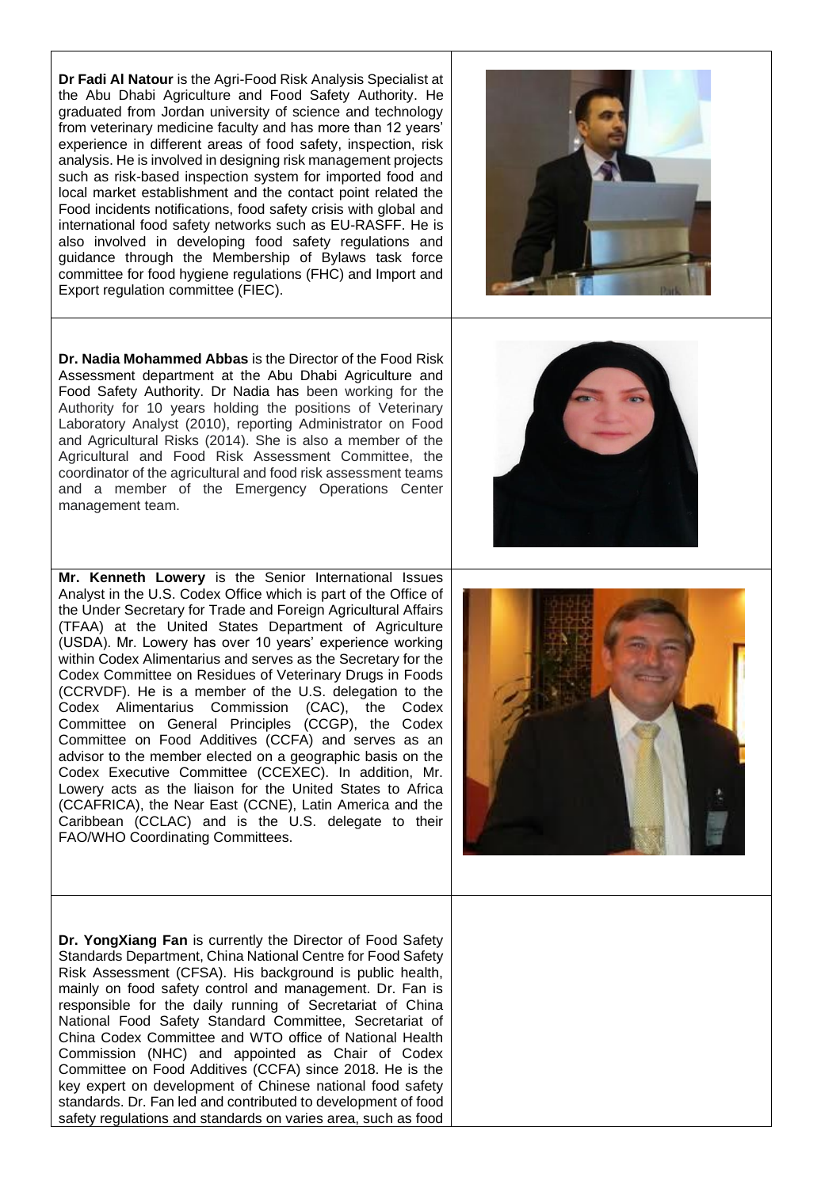**Dr Fadi Al Natour** is the Agri-Food Risk Analysis Specialist at the Abu Dhabi Agriculture and Food Safety Authority. He graduated from Jordan university of science and technology from veterinary medicine faculty and has more than 12 years' experience in different areas of food safety, inspection, risk analysis. He is involved in designing risk management projects such as risk-based inspection system for imported food and local market establishment and the contact point related the Food incidents notifications, food safety crisis with global and international food safety networks such as EU-RASFF. He is also involved in developing food safety regulations and guidance through the Membership of Bylaws task force committee for food hygiene regulations (FHC) and Import and Export regulation committee (FIEC).

**Dr. Nadia Mohammed Abbas** is the Director of the Food Risk Assessment department at the Abu Dhabi Agriculture and Food Safety Authority. Dr Nadia has been working for the Authority for 10 years holding the positions of Veterinary Laboratory Analyst (2010), reporting Administrator on Food and Agricultural Risks (2014). She is also a member of the Agricultural and Food Risk Assessment Committee, the coordinator of the agricultural and food risk assessment teams and a member of the Emergency Operations Center management team.

**Mr. Kenneth Lowery** is the Senior International Issues Analyst in the U.S. Codex Office which is part of the Office of the Under Secretary for Trade and Foreign Agricultural Affairs (TFAA) at the United States Department of Agriculture (USDA). Mr. Lowery has over 10 years' experience working within Codex Alimentarius and serves as the Secretary for the Codex Committee on Residues of Veterinary Drugs in Foods (CCRVDF). He is a member of the U.S. delegation to the Codex Alimentarius Commission (CAC), the Codex Committee on General Principles (CCGP), the Codex Committee on Food Additives (CCFA) and serves as an advisor to the member elected on a geographic basis on the Codex Executive Committee (CCEXEC). In addition, Mr. Lowery acts as the liaison for the United States to Africa (CCAFRICA), the Near East (CCNE), Latin America and the Caribbean (CCLAC) and is the U.S. delegate to their FAO/WHO Coordinating Committees.

**Dr. YongXiang Fan** is currently the Director of Food Safety Standards Department, China National Centre for Food Safety Risk Assessment (CFSA). His background is public health, mainly on food safety control and management. Dr. Fan is responsible for the daily running of Secretariat of China National Food Safety Standard Committee, Secretariat of China Codex Committee and WTO office of National Health Commission (NHC) and appointed as Chair of Codex Committee on Food Additives (CCFA) since 2018. He is the key expert on development of Chinese national food safety standards. Dr. Fan led and contributed to development of food safety regulations and standards on varies area, such as food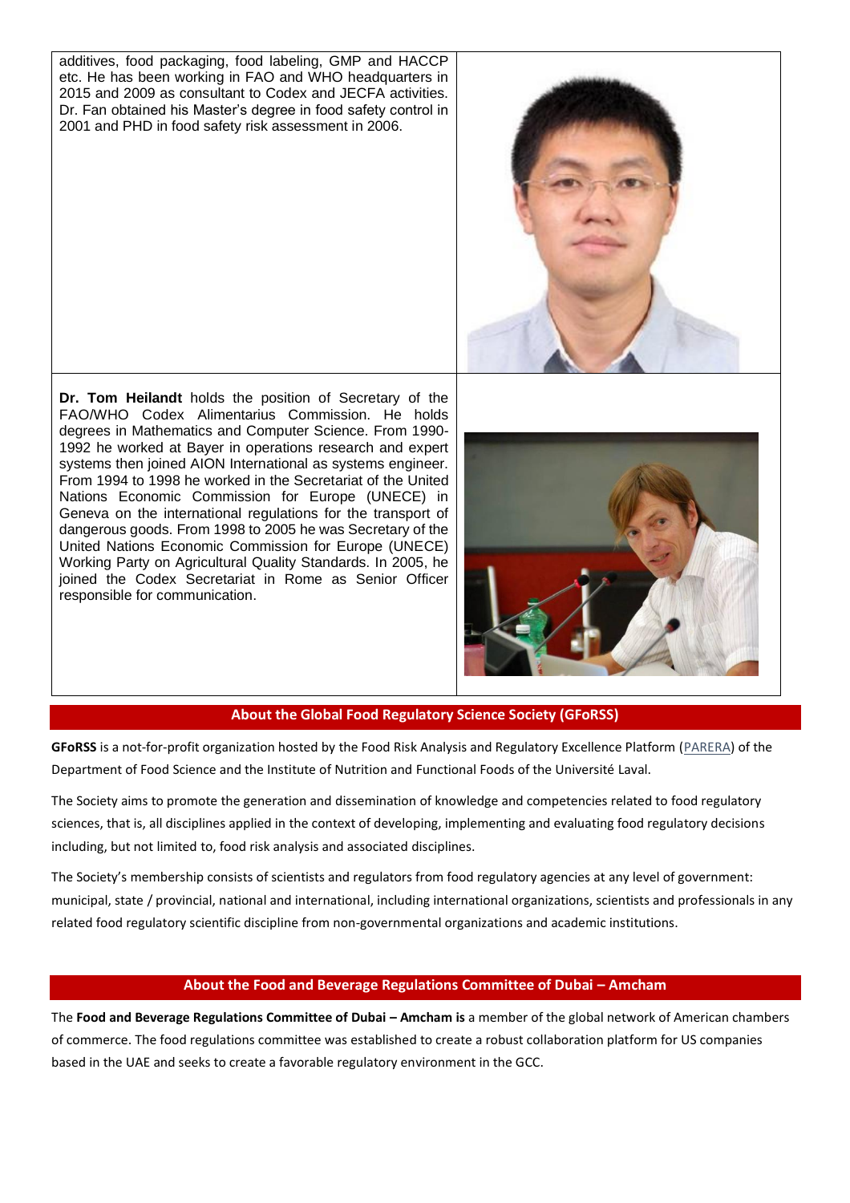additives, food packaging, food labeling, GMP and HACCP etc. He has been working in FAO and WHO headquarters in 2015 and 2009 as consultant to Codex and JECFA activities. Dr. Fan obtained his Master's degree in food safety control in 2001 and PHD in food safety risk assessment in 2006.

**Dr. Tom Heilandt** holds the position of Secretary of the FAO/WHO Codex Alimentarius Commission. He holds degrees in Mathematics and Computer Science. From 1990-1992 he worked at Bayer in operations research and expert systems then joined AION International as systems engineer. From 1994 to 1998 he worked in the Secretariat of the United Nations Economic Commission for Europe (UNECE) in Geneva on the international regulations for the transport of dangerous goods. From 1998 to 2005 he was Secretary of the United Nations Economic Commission for Europe (UNECE) Working Party on Agricultural Quality Standards. In 2005, he joined the Codex Secretariat in Rome as Senior Officer responsible for communication.

## About the Global Food Regulatory Science Society (GFoRSS)

**GFoRSS** is a not-for-profit organization hosted by the Food Risk Analysis and Regulatory Excellence Platform (PARERA) of the Department of Food Science and the Institute of Nutrition and Functional Foods of the Université Laval.

The Society aims to promote the generation and dissemination of knowledge and competencies related to food regulatory sciences, that is, all disciplines applied in the context of developing, implementing and evaluating food regulatory decisions including, but not limited to, food risk analysis and associated disciplines.

The Society's membership consists of scientists and regulators from food regulatory agencies at any level of government: municipal, state / provincial, national and international, including international organizations, scientists and professionals in any related food regulatory scientific discipline from non-governmental organizations and academic institutions.

## About the Food and Beverage Regulations Committee of Dubai – Amcham

The **Food and Beverage Regulations Committee of Dubai – Amcham is** a member of the global network of American chambers of commerce. The food regulations committee was established to create a robust collaboration platform for US companies based in the UAE and seeks to create a favorable regulatory environment in the GCC.